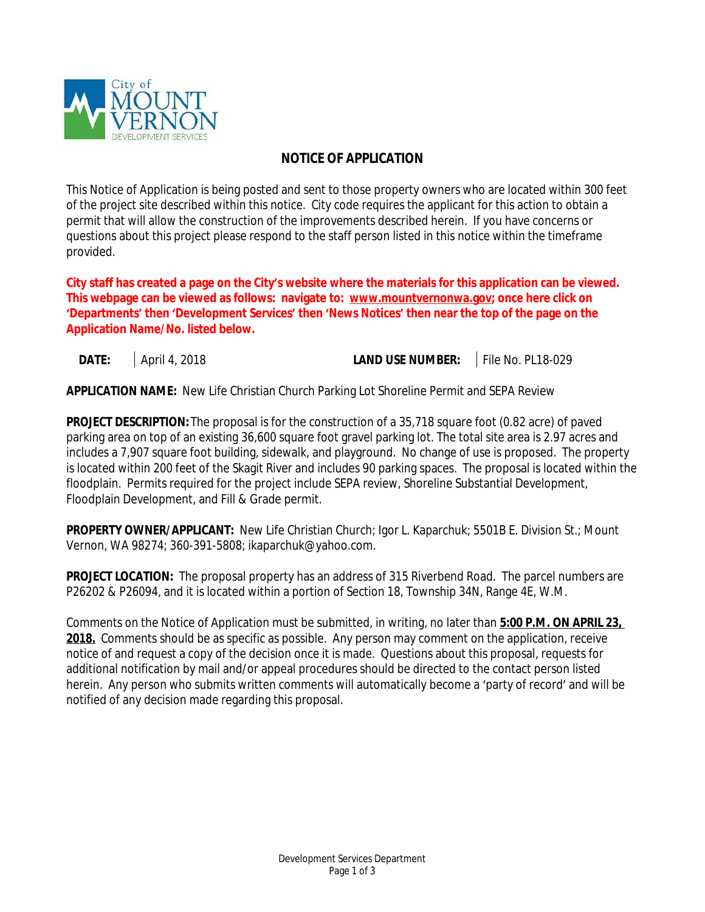City of MOUNT VERNON DEVELOPMENT SERVICES

# NOTICE OF APPLICATION

This Notice of Application is being posted and sent to those property owners who are located within 300 feet of the project site described within this notice. City code requires the applicant for this action to obtain a permit that will allow the construction of the improvements described herein. If you have concerns or questions about this project please respond to the staff person listed in this notice within the timeframe provided.

**City staff has created a page on the City's website where the materials for this application can be viewed. This webpage can be viewed as follows: navigate to: www.mountvernonwa.gov; once here click on 'Departments' then 'Development Services' then 'News Notices' then near the top of the page on the Application Name/No. listed below.**

| **DATE:** | April 4, 2018 | **LAND USE NUMBER:** | File No. PL18-029 |
|---|---|---|---|

**APPLICATION NAME:** New Life Christian Church Parking Lot Shoreline Permit and SEPA Review

**PROJECT DESCRIPTION:** The proposal is for the construction of a 35,718 square foot (0.82 acre) of paved parking area on top of an existing 36,600 square foot gravel parking lot. The total site area is 2.97 acres and includes a 7,907 square foot building, sidewalk, and playground. No change of use is proposed. The property is located within 200 feet of the Skagit River and includes 90 parking spaces. The proposal is located within the floodplain. Permits required for the project include SEPA review, Shoreline Substantial Development, Floodplain Development, and Fill & Grade permit.

**PROPERTY OWNER/APPLICANT:** New Life Christian Church; Igor L. Kaparchuk; 5501B E. Division St.; Mount Vernon, WA 98274; 360-391-5808; ikaparchuk@yahoo.com.

**PROJECT LOCATION:** The proposal property has an address of 315 Riverbend Road. The parcel numbers are P26202 & P26094, and it is located within a portion of Section 18, Township 34N, Range 4E, W.M.

Comments on the Notice of Application must be submitted, in writing, no later than **5:00 P.M. ON APRIL 23, 2018.** Comments should be as specific as possible. Any person may comment on the application, receive notice of and request a copy of the decision once it is made. Questions about this proposal, requests for additional notification by mail and/or appeal procedures should be directed to the contact person listed herein. Any person who submits written comments will automatically become a 'party of record' and will be notified of any decision made regarding this proposal.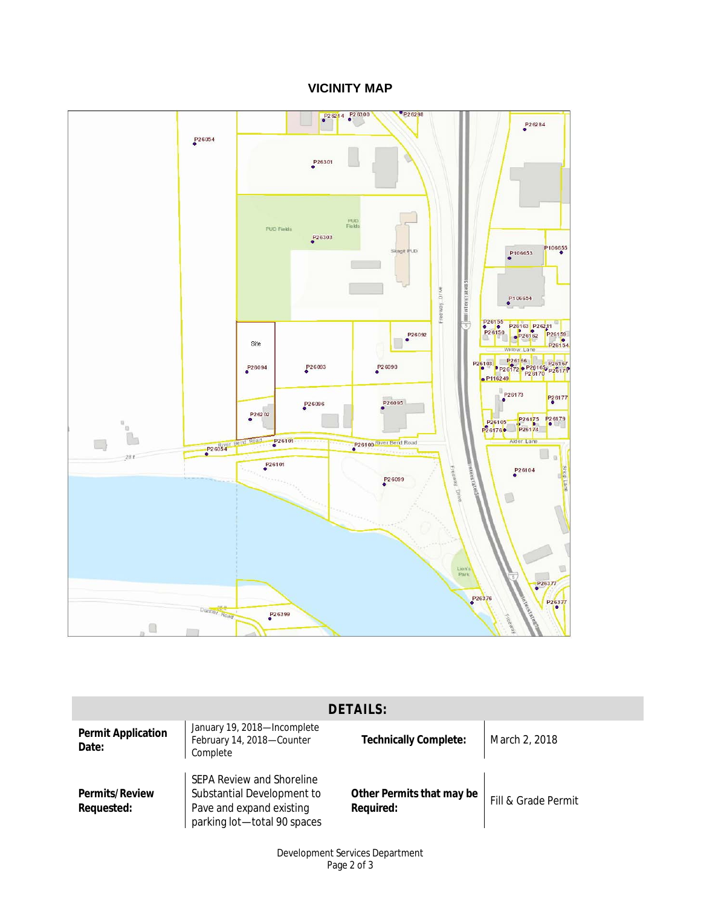## VICINITY MAP

| DETAILS: | | | |
|---|---|---|---|
| **Permit Application Date:** | January 19, 2018—Incomplete<br>February 14, 2018—Counter Complete | **Technically Complete:** | March 2, 2018 |
| **Permits/Review Requested:** | SEPA Review and Shoreline Substantial Development to Pave and expand existing parking lot—total 90 spaces | **Other Permits that may be Required:** | Fill & Grade Permit |

Development Services Department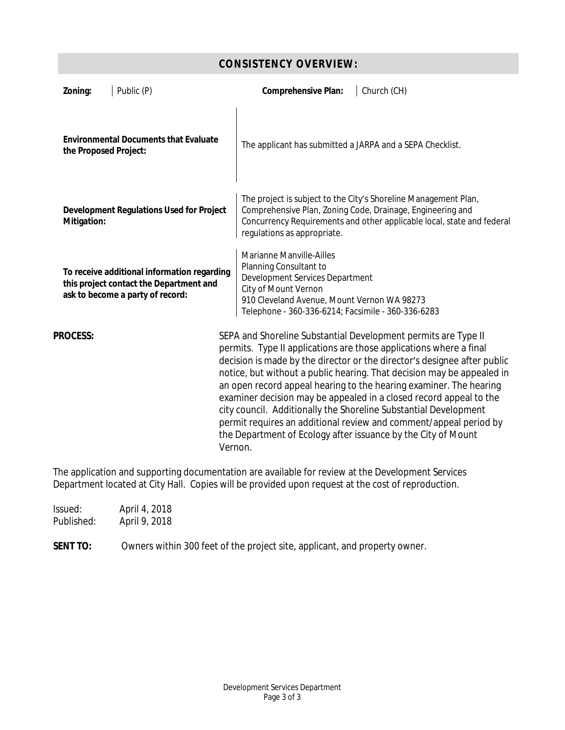## CONSISTENCY OVERVIEW:

| | | | |
|---|---|---|---|
| **Zoning:** | Public (P) | **Comprehensive Plan:** | Church (CH) |

| | |
|---|---|
| **Environmental Documents that Evaluate the Proposed Project:** | The applicant has submitted a JARPA and a SEPA Checklist. |
| **Development Regulations Used for Project Mitigation:** | The project is subject to the City's Shoreline Management Plan, Comprehensive Plan, Zoning Code, Drainage, Engineering and Concurrency Requirements and other applicable local, state and federal regulations as appropriate. |
| **To receive additional information regarding this project contact the Department and ask to become a party of record:** | Marianne Manville-Ailles<br>Planning Consultant to<br>Development Services Department<br>City of Mount Vernon<br>910 Cleveland Avenue, Mount Vernon WA 98273<br>Telephone - 360-336-6214; Facsimile - 360-336-6283 |

**PROCESS:** SEPA and Shoreline Substantial Development permits are Type II permits. Type II applications are those applications where a final decision is made by the director or the director's designee after public notice, but without a public hearing. That decision may be appealed in an open record appeal hearing to the hearing examiner. The hearing examiner decision may be appealed in a closed record appeal to the city council. Additionally the Shoreline Substantial Development permit requires an additional review and comment/appeal period by the Department of Ecology after issuance by the City of Mount Vernon.

The application and supporting documentation are available for review at the Development Services Department located at City Hall. Copies will be provided upon request at the cost of reproduction.

Issued: April 4, 2018
Published: April 9, 2018

**SENT TO:** Owners within 300 feet of the project site, applicant, and property owner.